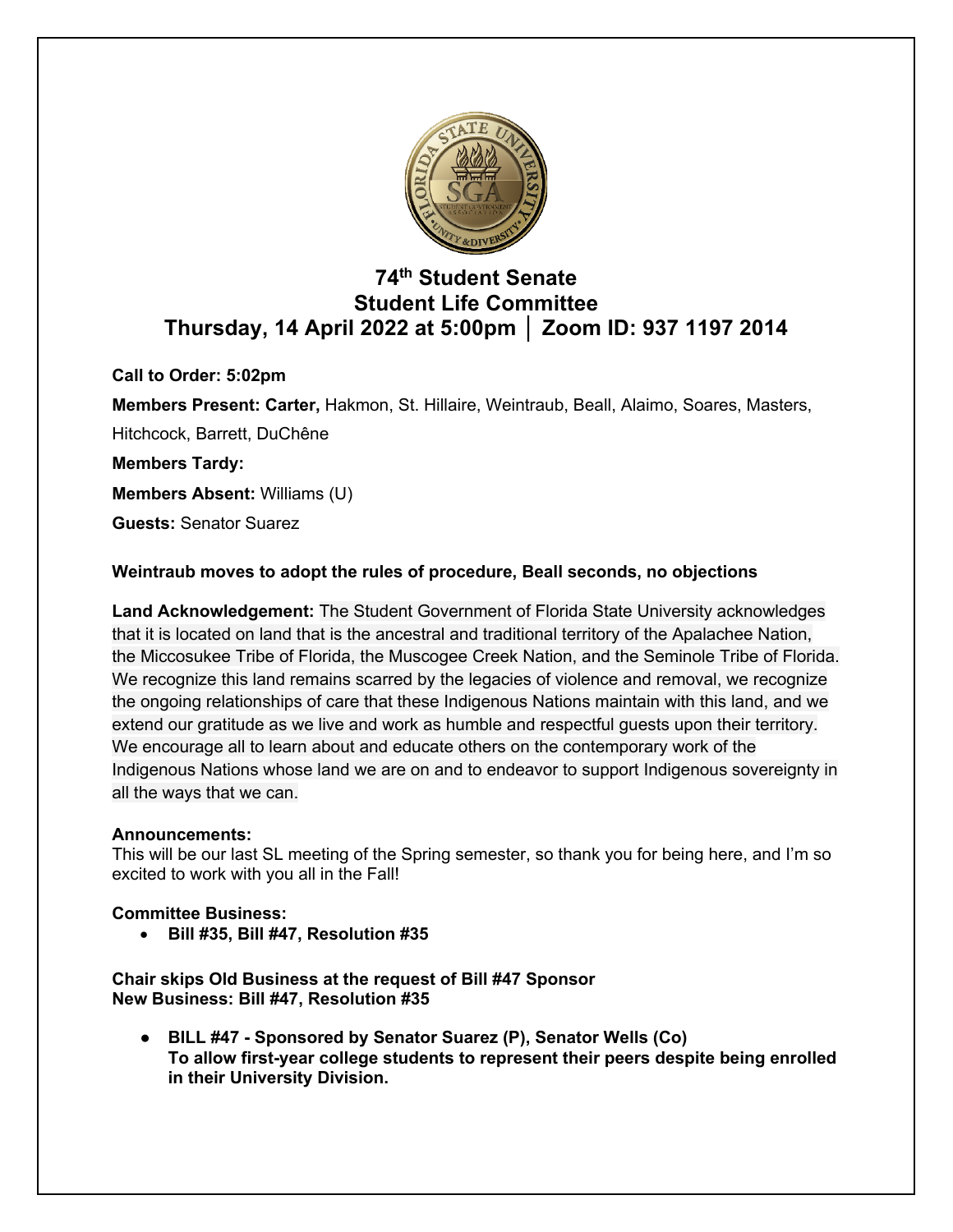# 74th Student Senate
# Student Life Committee
# Thursday, 14 April 2022 at 5:00pm │ Zoom ID: 937 1197 2014

**Call to Order: 5:02pm**

**Members Present: Carter,** Hakmon, St. Hillaire, Weintraub, Beall, Alaimo, Soares, Masters, Hitchcock, Barrett, DuChêne

**Members Tardy:**

**Members Absent:** Williams (U)

**Guests:** Senator Suarez

**Weintraub moves to adopt the rules of procedure, Beall seconds, no objections**

**Land Acknowledgement:** The Student Government of Florida State University acknowledges that it is located on land that is the ancestral and traditional territory of the Apalachee Nation, the Miccosukee Tribe of Florida, the Muscogee Creek Nation, and the Seminole Tribe of Florida. We recognize this land remains scarred by the legacies of violence and removal, we recognize the ongoing relationships of care that these Indigenous Nations maintain with this land, and we extend our gratitude as we live and work as humble and respectful guests upon their territory. We encourage all to learn about and educate others on the contemporary work of the Indigenous Nations whose land we are on and to endeavor to support Indigenous sovereignty in all the ways that we can.

**Announcements:**
This will be our last SL meeting of the Spring semester, so thank you for being here, and I'm so excited to work with you all in the Fall!

**Committee Business:**

- **Bill #35, Bill #47, Resolution #35**

**Chair skips Old Business at the request of Bill #47 Sponsor**
**New Business: Bill #47, Resolution #35**

- **BILL #47 - Sponsored by Senator Suarez (P), Senator Wells (Co)**
  **To allow first-year college students to represent their peers despite being enrolled in their University Division.**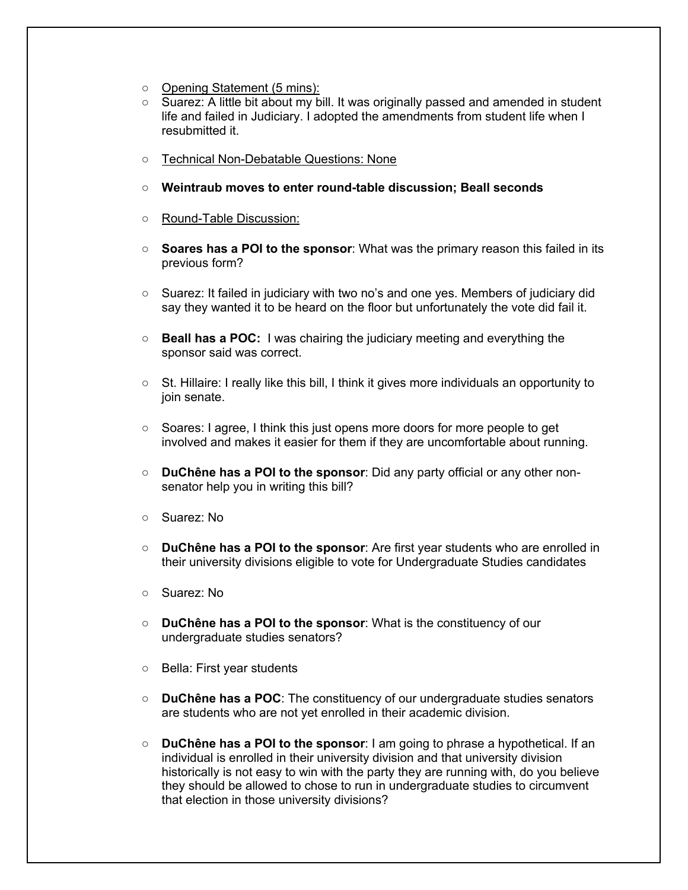- Opening Statement (5 mins):
- Suarez: A little bit about my bill. It was originally passed and amended in student life and failed in Judiciary. I adopted the amendments from student life when I resubmitted it.
- Technical Non-Debatable Questions: None
- **Weintraub moves to enter round-table discussion; Beall seconds**
- Round-Table Discussion:
- **Soares has a POI to the sponsor**: What was the primary reason this failed in its previous form?
- Suarez: It failed in judiciary with two no's and one yes. Members of judiciary did say they wanted it to be heard on the floor but unfortunately the vote did fail it.
- **Beall has a POC:** I was chairing the judiciary meeting and everything the sponsor said was correct.
- St. Hillaire: I really like this bill, I think it gives more individuals an opportunity to join senate.
- Soares: I agree, I think this just opens more doors for more people to get involved and makes it easier for them if they are uncomfortable about running.
- **DuChêne has a POI to the sponsor**: Did any party official or any other non-senator help you in writing this bill?
- Suarez: No
- **DuChêne has a POI to the sponsor**: Are first year students who are enrolled in their university divisions eligible to vote for Undergraduate Studies candidates
- Suarez: No
- **DuChêne has a POI to the sponsor**: What is the constituency of our undergraduate studies senators?
- Bella: First year students
- **DuChêne has a POC**: The constituency of our undergraduate studies senators are students who are not yet enrolled in their academic division.
- **DuChêne has a POI to the sponsor**: I am going to phrase a hypothetical. If an individual is enrolled in their university division and that university division historically is not easy to win with the party they are running with, do you believe they should be allowed to chose to run in undergraduate studies to circumvent that election in those university divisions?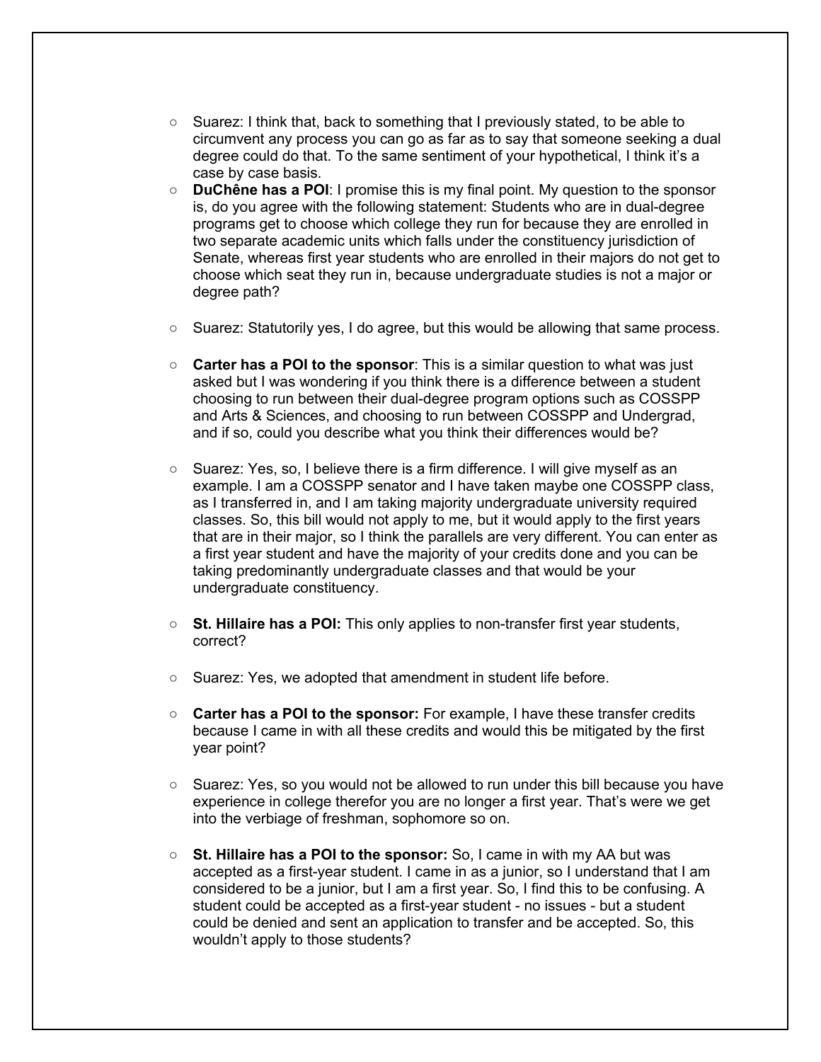- Suarez: I think that, back to something that I previously stated, to be able to circumvent any process you can go as far as to say that someone seeking a dual degree could do that. To the same sentiment of your hypothetical, I think it's a case by case basis.
- **DuChêne has a POI**: I promise this is my final point. My question to the sponsor is, do you agree with the following statement: Students who are in dual-degree programs get to choose which college they run for because they are enrolled in two separate academic units which falls under the constituency jurisdiction of Senate, whereas first year students who are enrolled in their majors do not get to choose which seat they run in, because undergraduate studies is not a major or degree path?

- Suarez: Statutorily yes, I do agree, but this would be allowing that same process.

- **Carter has a POI to the sponsor**: This is a similar question to what was just asked but I was wondering if you think there is a difference between a student choosing to run between their dual-degree program options such as COSSPP and Arts & Sciences, and choosing to run between COSSPP and Undergrad, and if so, could you describe what you think their differences would be?

- Suarez: Yes, so, I believe there is a firm difference. I will give myself as an example. I am a COSSPP senator and I have taken maybe one COSSPP class, as I transferred in, and I am taking majority undergraduate university required classes. So, this bill would not apply to me, but it would apply to the first years that are in their major, so I think the parallels are very different. You can enter as a first year student and have the majority of your credits done and you can be taking predominantly undergraduate classes and that would be your undergraduate constituency.

- **St. Hillaire has a POI:** This only applies to non-transfer first year students, correct?

- Suarez: Yes, we adopted that amendment in student life before.

- **Carter has a POI to the sponsor:** For example, I have these transfer credits because I came in with all these credits and would this be mitigated by the first year point?

- Suarez: Yes, so you would not be allowed to run under this bill because you have experience in college therefor you are no longer a first year. That's were we get into the verbiage of freshman, sophomore so on.

- **St. Hillaire has a POI to the sponsor:** So, I came in with my AA but was accepted as a first-year student. I came in as a junior, so I understand that I am considered to be a junior, but I am a first year. So, I find this to be confusing. A student could be accepted as a first-year student - no issues - but a student could be denied and sent an application to transfer and be accepted. So, this wouldn't apply to those students?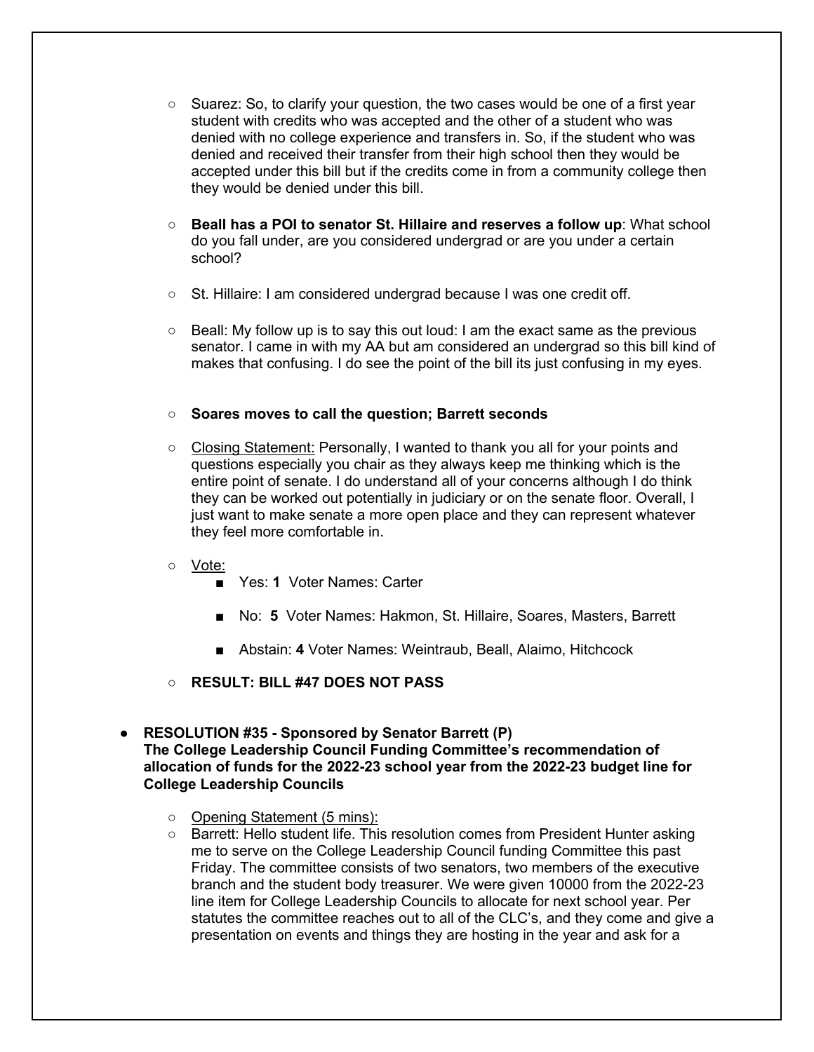- Suarez: So, to clarify your question, the two cases would be one of a first year student with credits who was accepted and the other of a student who was denied with no college experience and transfers in. So, if the student who was denied and received their transfer from their high school then they would be accepted under this bill but if the credits come in from a community college then they would be denied under this bill.

- **Beall has a POI to senator St. Hillaire and reserves a follow up**: What school do you fall under, are you considered undergrad or are you under a certain school?

- St. Hillaire: I am considered undergrad because I was one credit off.

- Beall: My follow up is to say this out loud: I am the exact same as the previous senator. I came in with my AA but am considered an undergrad so this bill kind of makes that confusing. I do see the point of the bill its just confusing in my eyes.

- **Soares moves to call the question; Barrett seconds**

- <u>Closing Statement:</u> Personally, I wanted to thank you all for your points and questions especially you chair as they always keep me thinking which is the entire point of senate. I do understand all of your concerns although I do think they can be worked out potentially in judiciary or on the senate floor. Overall, I just want to make senate a more open place and they can represent whatever they feel more comfortable in.

- <u>Vote:</u>
  - Yes: **1** Voter Names: Carter
  - No: **5** Voter Names: Hakmon, St. Hillaire, Soares, Masters, Barrett
  - Abstain: **4** Voter Names: Weintraub, Beall, Alaimo, Hitchcock

- **RESULT: BILL #47 DOES NOT PASS**

- **RESOLUTION #35 - Sponsored by Senator Barrett (P)**
  **The College Leadership Council Funding Committee's recommendation of allocation of funds for the 2022-23 school year from the 2022-23 budget line for College Leadership Councils**
  - <u>Opening Statement (5 mins):</u>
  - Barrett: Hello student life. This resolution comes from President Hunter asking me to serve on the College Leadership Council funding Committee this past Friday. The committee consists of two senators, two members of the executive branch and the student body treasurer. We were given 10000 from the 2022-23 line item for College Leadership Councils to allocate for next school year. Per statutes the committee reaches out to all of the CLC's, and they come and give a presentation on events and things they are hosting in the year and ask for a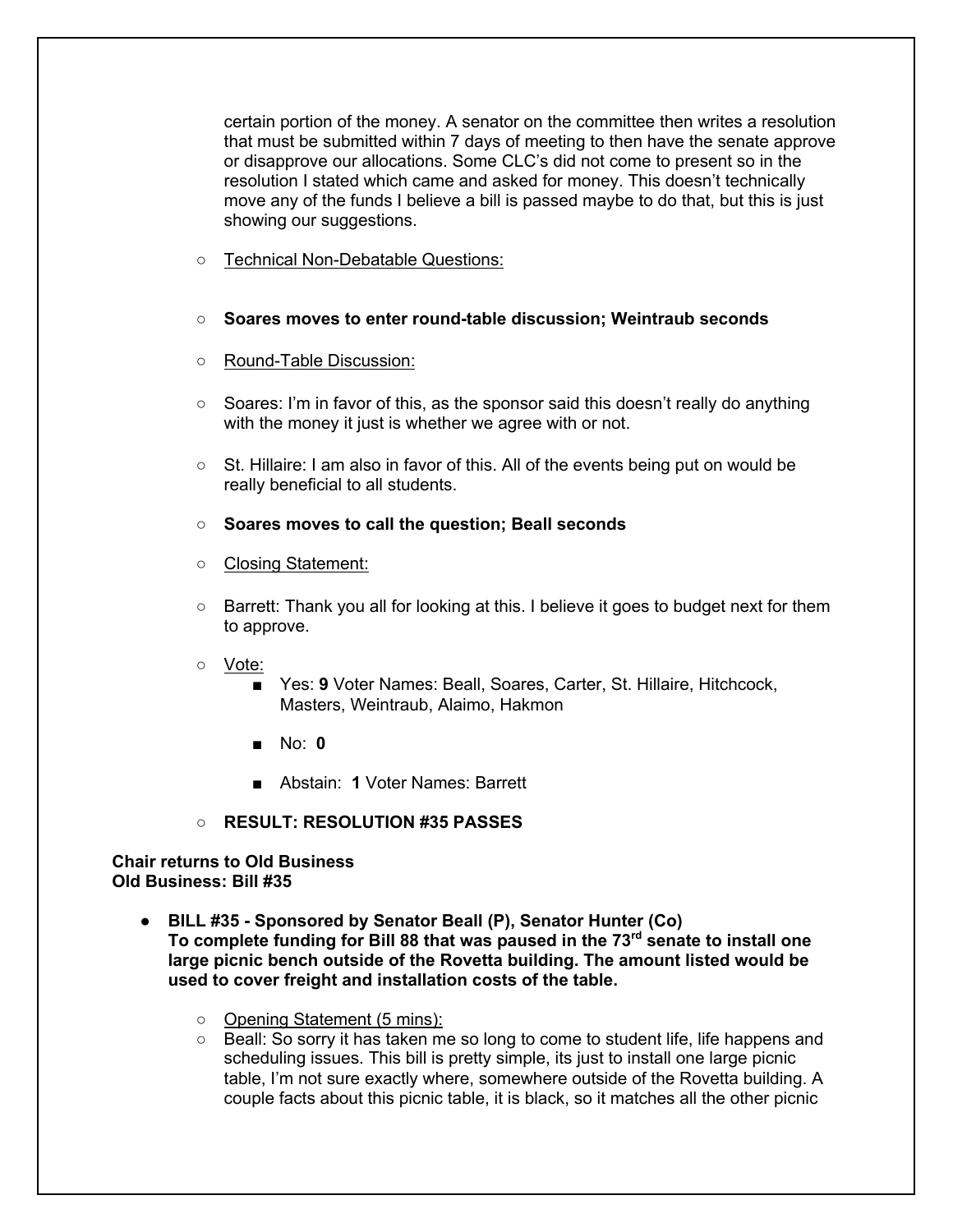certain portion of the money. A senator on the committee then writes a resolution that must be submitted within 7 days of meeting to then have the senate approve or disapprove our allocations. Some CLC's did not come to present so in the resolution I stated which came and asked for money. This doesn't technically move any of the funds I believe a bill is passed maybe to do that, but this is just showing our suggestions.

- Technical Non-Debatable Questions:

- **Soares moves to enter round-table discussion; Weintraub seconds**

- Round-Table Discussion:

- Soares: I'm in favor of this, as the sponsor said this doesn't really do anything with the money it just is whether we agree with or not.

- St. Hillaire: I am also in favor of this. All of the events being put on would be really beneficial to all students.

- **Soares moves to call the question; Beall seconds**

- Closing Statement:

- Barrett: Thank you all for looking at this. I believe it goes to budget next for them to approve.

- Vote:
  - Yes: **9** Voter Names: Beall, Soares, Carter, St. Hillaire, Hitchcock, Masters, Weintraub, Alaimo, Hakmon
  - No: **0**
  - Abstain: **1** Voter Names: Barrett

- **RESULT: RESOLUTION #35 PASSES**

**Chair returns to Old Business**
**Old Business: Bill #35**

- **BILL #35 - Sponsored by Senator Beall (P), Senator Hunter (Co)**
  **To complete funding for Bill 88 that was paused in the 73rd senate to install one large picnic bench outside of the Rovetta building. The amount listed would be used to cover freight and installation costs of the table.**
  - Opening Statement (5 mins):
  - Beall: So sorry it has taken me so long to come to student life, life happens and scheduling issues. This bill is pretty simple, its just to install one large picnic table, I'm not sure exactly where, somewhere outside of the Rovetta building. A couple facts about this picnic table, it is black, so it matches all the other picnic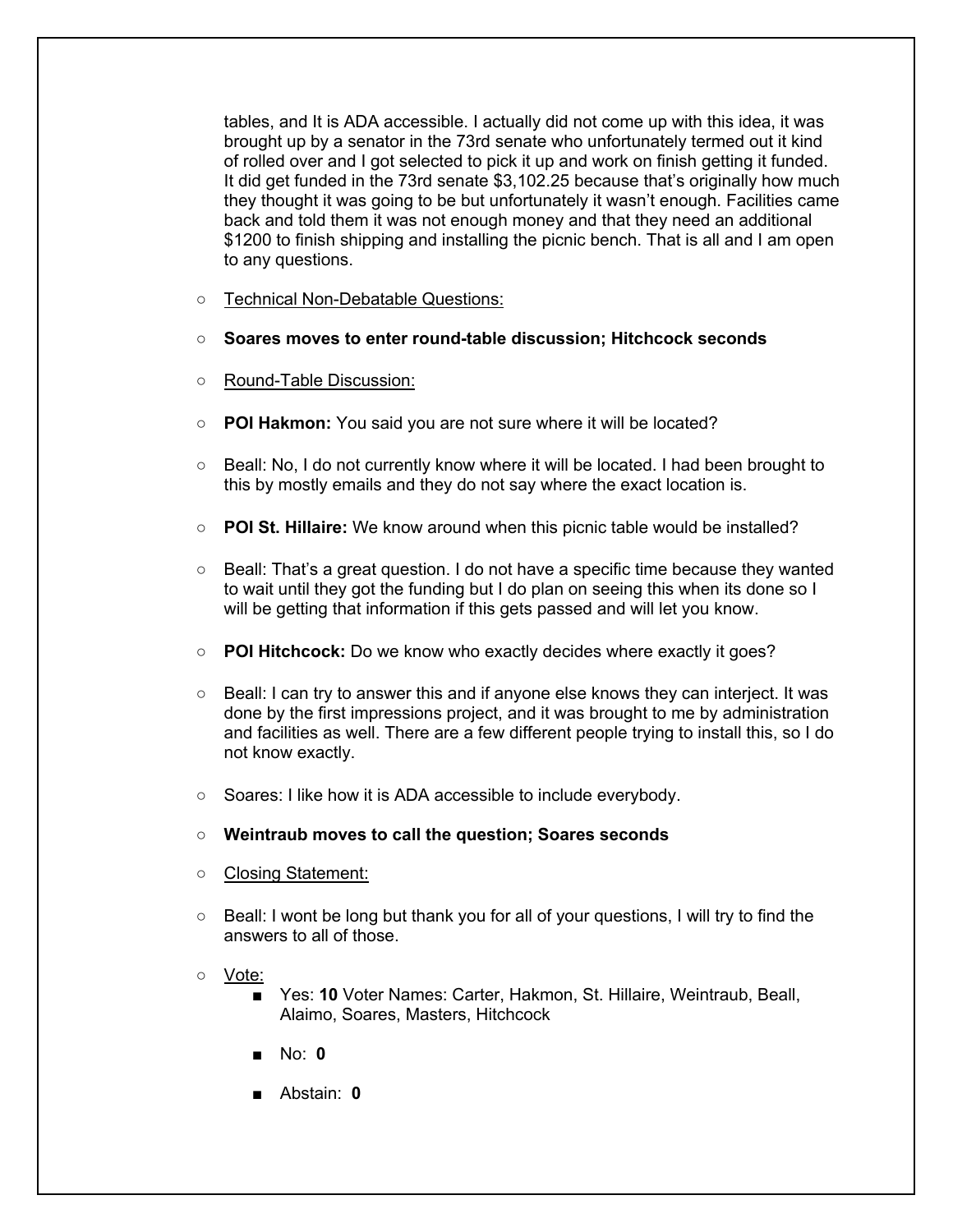tables, and It is ADA accessible. I actually did not come up with this idea, it was brought up by a senator in the 73rd senate who unfortunately termed out it kind of rolled over and I got selected to pick it up and work on finish getting it funded. It did get funded in the 73rd senate $3,102.25 because that's originally how much they thought it was going to be but unfortunately it wasn't enough. Facilities came back and told them it was not enough money and that they need an additional $1200 to finish shipping and installing the picnic bench. That is all and I am open to any questions.

- Technical Non-Debatable Questions:
- **Soares moves to enter round-table discussion; Hitchcock seconds**
- Round-Table Discussion:
- **POI Hakmon:** You said you are not sure where it will be located?
- Beall: No, I do not currently know where it will be located. I had been brought to this by mostly emails and they do not say where the exact location is.
- **POI St. Hillaire:** We know around when this picnic table would be installed?
- Beall: That's a great question. I do not have a specific time because they wanted to wait until they got the funding but I do plan on seeing this when its done so I will be getting that information if this gets passed and will let you know.
- **POI Hitchcock:** Do we know who exactly decides where exactly it goes?
- Beall: I can try to answer this and if anyone else knows they can interject. It was done by the first impressions project, and it was brought to me by administration and facilities as well. There are a few different people trying to install this, so I do not know exactly.
- Soares: I like how it is ADA accessible to include everybody.
- **Weintraub moves to call the question; Soares seconds**
- Closing Statement:
- Beall: I wont be long but thank you for all of your questions, I will try to find the answers to all of those.
- Vote:
  - Yes: **10** Voter Names: Carter, Hakmon, St. Hillaire, Weintraub, Beall, Alaimo, Soares, Masters, Hitchcock
  - No: **0**
  - Abstain: **0**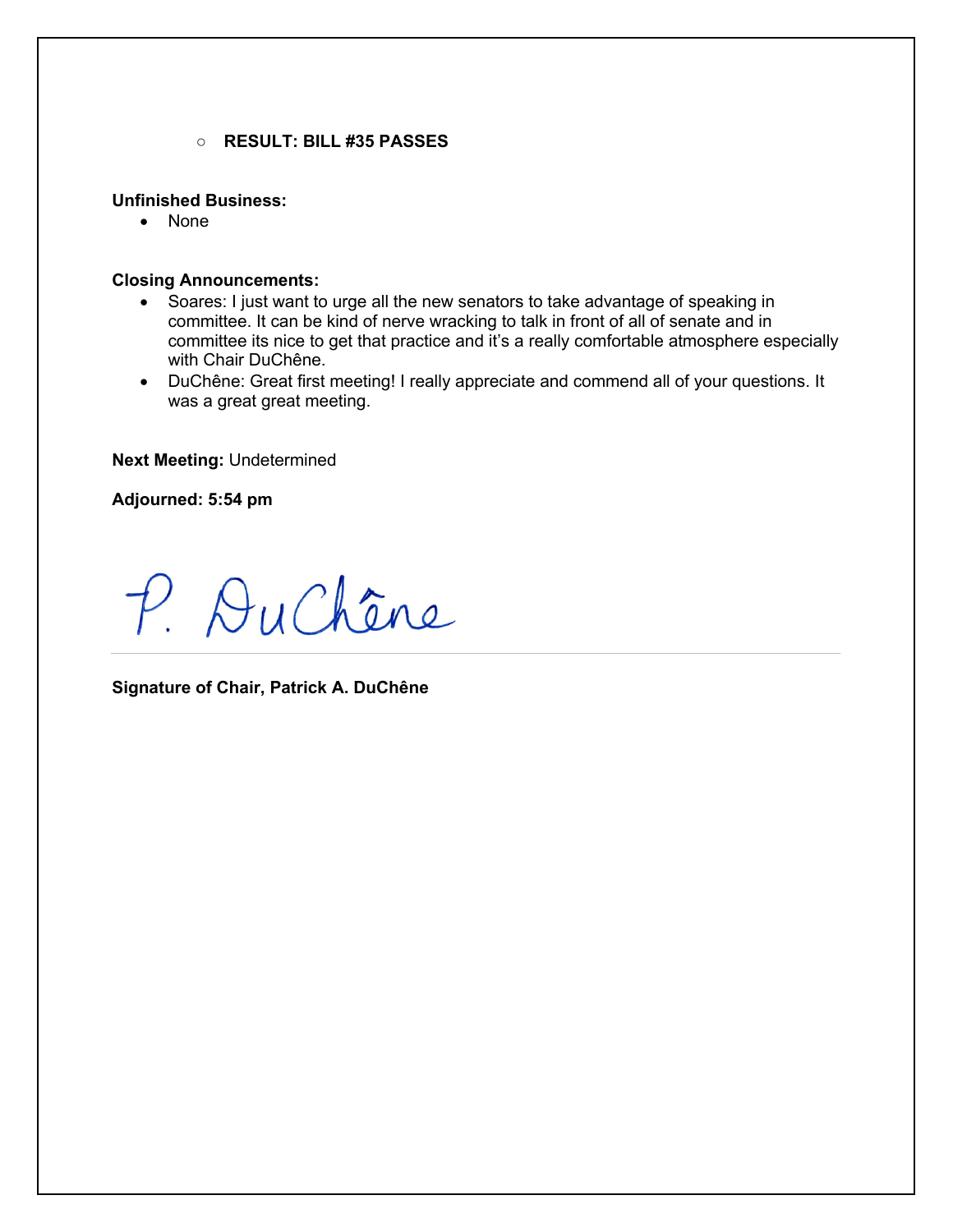- **RESULT: BILL #35 PASSES**

**Unfinished Business:**

- None

**Closing Announcements:**

- Soares: I just want to urge all the new senators to take advantage of speaking in committee. It can be kind of nerve wracking to talk in front of all of senate and in committee its nice to get that practice and it's a really comfortable atmosphere especially with Chair DuChêne.
- DuChêne: Great first meeting! I really appreciate and commend all of your questions. It was a great great meeting.

**Next Meeting:** Undetermined

**Adjourned: 5:54 pm**

P. DuChêne

---

**Signature of Chair, Patrick A. DuChêne**